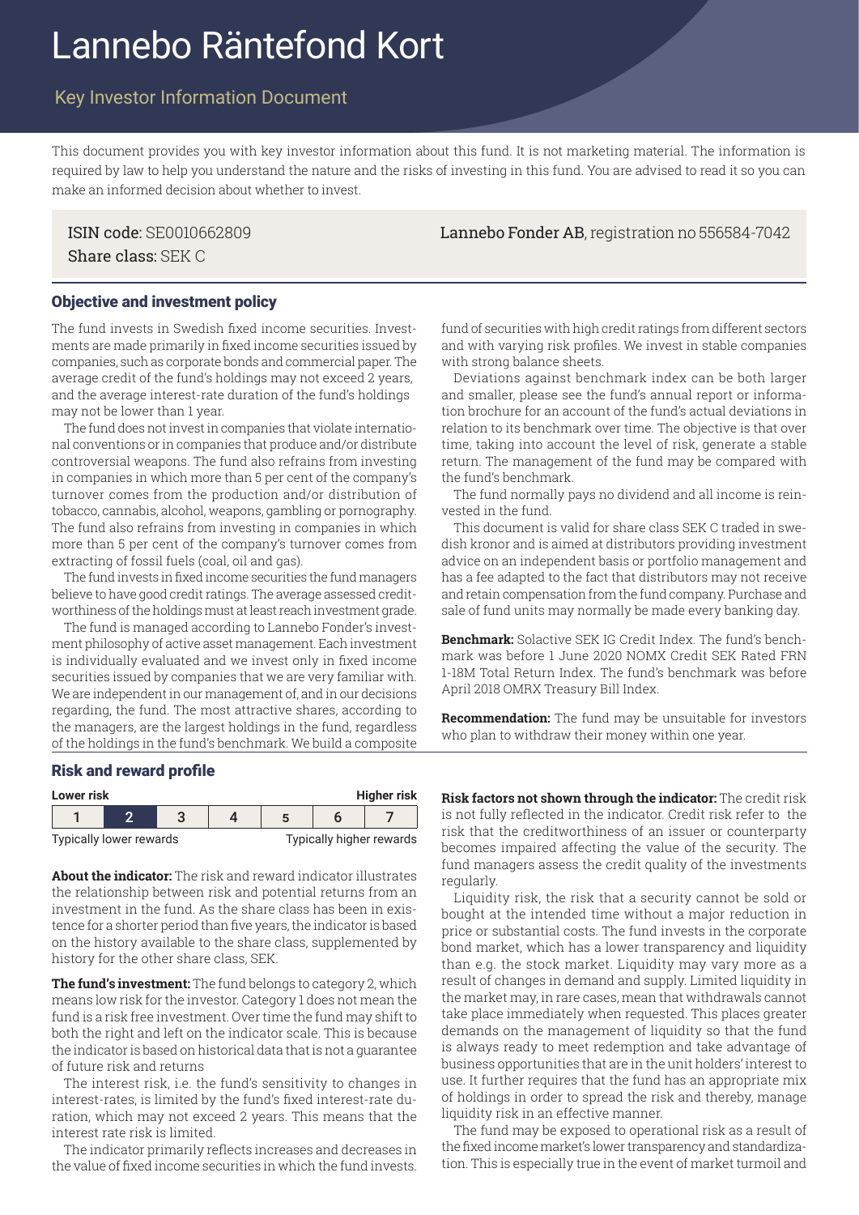# Lannebo Räntefond Kort

## Key Investor Information Document

This document provides you with key investor information about this fund. It is not marketing material. The information is required by law to help you understand the nature and the risks of investing in this fund. You are advised to read it so you can make an informed decision about whether to invest.

ISIN code: SE0010662809
Share class: SEK C

**Lannebo Fonder AB**, registration no 556584-7042

### Objective and investment policy

The fund invests in Swedish fixed income securities. Investments are made primarily in fixed income securities issued by companies, such as corporate bonds and commercial paper. The average credit of the fund's holdings may not exceed 2 years, and the average interest-rate duration of the fund's holdings may not be lower than 1 year.

The fund does not invest in companies that violate international conventions or in companies that produce and/or distribute controversial weapons. The fund also refrains from investing in companies in which more than 5 per cent of the company's turnover comes from the production and/or distribution of tobacco, cannabis, alcohol, weapons, gambling or pornography. The fund also refrains from investing in companies in which more than 5 per cent of the company's turnover comes from extracting of fossil fuels (coal, oil and gas).

The fund invests in fixed income securities the fund managers believe to have good credit ratings. The average assessed creditworthiness of the holdings must at least reach investment grade.

The fund is managed according to Lannebo Fonder's investment philosophy of active asset management. Each investment is individually evaluated and we invest only in fixed income securities issued by companies that we are very familiar with. We are independent in our management of, and in our decisions regarding, the fund. The most attractive shares, according to the managers, are the largest holdings in the fund, regardless of the holdings in the fund's benchmark. We build a composite fund of securities with high credit ratings from different sectors and with varying risk profiles. We invest in stable companies with strong balance sheets.

Deviations against benchmark index can be both larger and smaller, please see the fund's annual report or information brochure for an account of the fund's actual deviations in relation to its benchmark over time. The objective is that over time, taking into account the level of risk, generate a stable return. The management of the fund may be compared with the fund's benchmark.

The fund normally pays no dividend and all income is reinvested in the fund.

This document is valid for share class SEK C traded in swedish kronor and is aimed at distributors providing investment advice on an independent basis or portfolio management and has a fee adapted to the fact that distributors may not receive and retain compensation from the fund company. Purchase and sale of fund units may normally be made every banking day.

**Benchmark:** Solactive SEK IG Credit Index. The fund's benchmark was before 1 June 2020 NOMX Credit SEK Rated FRN 1-18M Total Return Index. The fund's benchmark was before April 2018 OMRX Treasury Bill Index.

**Recommendation:** The fund may be unsuitable for investors who plan to withdraw their money within one year.

### Risk and reward profile

Lower risk — Higher risk

| 1 | 2 | 3 | 4 | 5 | 6 | 7 |
|---|---|---|---|---|---|---|

Typically lower rewards — Typically higher rewards

**About the indicator:** The risk and reward indicator illustrates the relationship between risk and potential returns from an investment in the fund. As the share class has been in existence for a shorter period than five years, the indicator is based on the history available to the share class, supplemented by history for the other share class, SEK.

**The fund's investment:** The fund belongs to category 2, which means low risk for the investor. Category 1 does not mean the fund is a risk free investment. Over time the fund may shift to both the right and left on the indicator scale. This is because the indicator is based on historical data that is not a guarantee of future risk and returns

The interest risk, i.e. the fund's sensitivity to changes in interest-rates, is limited by the fund's fixed interest-rate duration, which may not exceed 2 years. This means that the interest rate risk is limited.

The indicator primarily reflects increases and decreases in the value of fixed income securities in which the fund invests.

**Risk factors not shown through the indicator:** The credit risk is not fully reflected in the indicator. Credit risk refer to the risk that the creditworthiness of an issuer or counterparty becomes impaired affecting the value of the security. The fund managers assess the credit quality of the investments regularly.

Liquidity risk, the risk that a security cannot be sold or bought at the intended time without a major reduction in price or substantial costs. The fund invests in the corporate bond market, which has a lower transparency and liquidity than e.g. the stock market. Liquidity may vary more as a result of changes in demand and supply. Limited liquidity in the market may, in rare cases, mean that withdrawals cannot take place immediately when requested. This places greater demands on the management of liquidity so that the fund is always ready to meet redemption and take advantage of business opportunities that are in the unit holders' interest to use. It further requires that the fund has an appropriate mix of holdings in order to spread the risk and thereby, manage liquidity risk in an effective manner.

The fund may be exposed to operational risk as a result of the fixed income market's lower transparency and standardization. This is especially true in the event of market turmoil and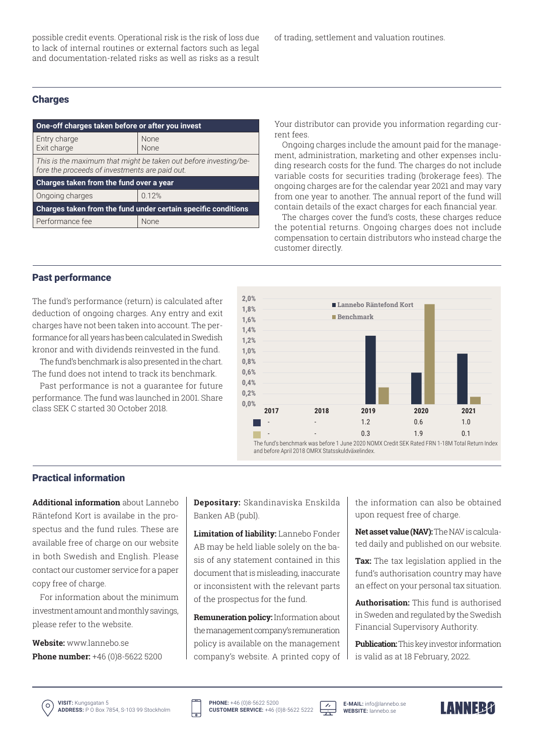possible credit events. Operational risk is the risk of loss due to lack of internal routines or external factors such as legal and documentation-related risks as well as risks as a result of trading, settlement and valuation routines.

## Charges

| One-off charges taken before or after you invest | |
|---|---|
| Entry charge<br>Exit charge | None<br>None |
| *This is the maximum that might be taken out before investing/before the proceeds of investments are paid out.* | |
| **Charges taken from the fund over a year** | |
| Ongoing charges | 0.12% |
| **Charges taken from the fund under certain specific conditions** | |
| Performance fee | None |

Your distributor can provide you information regarding current fees.

Ongoing charges include the amount paid for the management, administration, marketing and other expenses including research costs for the fund. The charges do not include variable costs for securities trading (brokerage fees). The ongoing charges are for the calendar year 2021 and may vary from one year to another. The annual report of the fund will contain details of the exact charges for each financial year.

The charges cover the fund's costs, these charges reduce the potential returns. Ongoing charges does not include compensation to certain distributors who instead charge the customer directly.

## Past performance

The fund's performance (return) is calculated after deduction of ongoing charges. Any entry and exit charges have not been taken into account. The performance for all years has been calculated in Swedish kronor and with dividends reinvested in the fund.

The fund's benchmark is also presented in the chart. The fund does not intend to track its benchmark.

Past performance is not a guarantee for future performance. The fund was launched in 2001. Share class SEK C started 30 October 2018.

2,0%
1,8%
1,6%
1,4%
1,2%
1,0%
0,8%
0,6%
0,4%
0,2%
0,0%

Lannebo Räntefond Kort
Benchmark

2017 2018 2019 2020 2021
- - 1.2 0.6 1.0
- - 0.3 1.9 0.1

The fund's benchmark was before 1 June 2020 NOMX Credit SEK Rated FRN 1-18M Total Return Index and before April 2018 OMRX Statsskuldväxelindex.

## Practical information

**Additional information** about Lannebo Räntefond Kort is availabe in the prospectus and the fund rules. These are available free of charge on our website in both Swedish and English. Please contact our customer service for a paper copy free of charge.

For information about the minimum investment amount and monthly savings, please refer to the website.

**Website:** www.lannebo.se
**Phone number:** +46 (0)8-5622 5200

**Depositary:** Skandinaviska Enskilda Banken AB (publ).

**Limitation of liability:** Lannebo Fonder AB may be held liable solely on the basis of any statement contained in this document that is misleading, inaccurate or inconsistent with the relevant parts of the prospectus for the fund.

**Remuneration policy:** Information about the management company's remuneration policy is available on the management company's website. A printed copy of the information can also be obtained upon request free of charge.

**Net asset value (NAV):** The NAV is calculated daily and published on our website.

**Tax:** The tax legislation applied in the fund's authorisation country may have an effect on your personal tax situation.

**Authorisation:** This fund is authorised in Sweden and regulated by the Swedish Financial Supervisory Authority.

**Publication:** This key investor information is valid as at 18 February, 2022.

**VISIT:** Kungsgatan 5
**ADDRESS:** P O Box 7854, S-103 99 Stockholm

**PHONE:** +46 (0)8-5622 5200
**CUSTOMER SERVICE:** +46 (0)8-5622 5222

**E-MAIL:** info@lannebo.se
**WEBSITE:** lannebo.se

LANNEBO